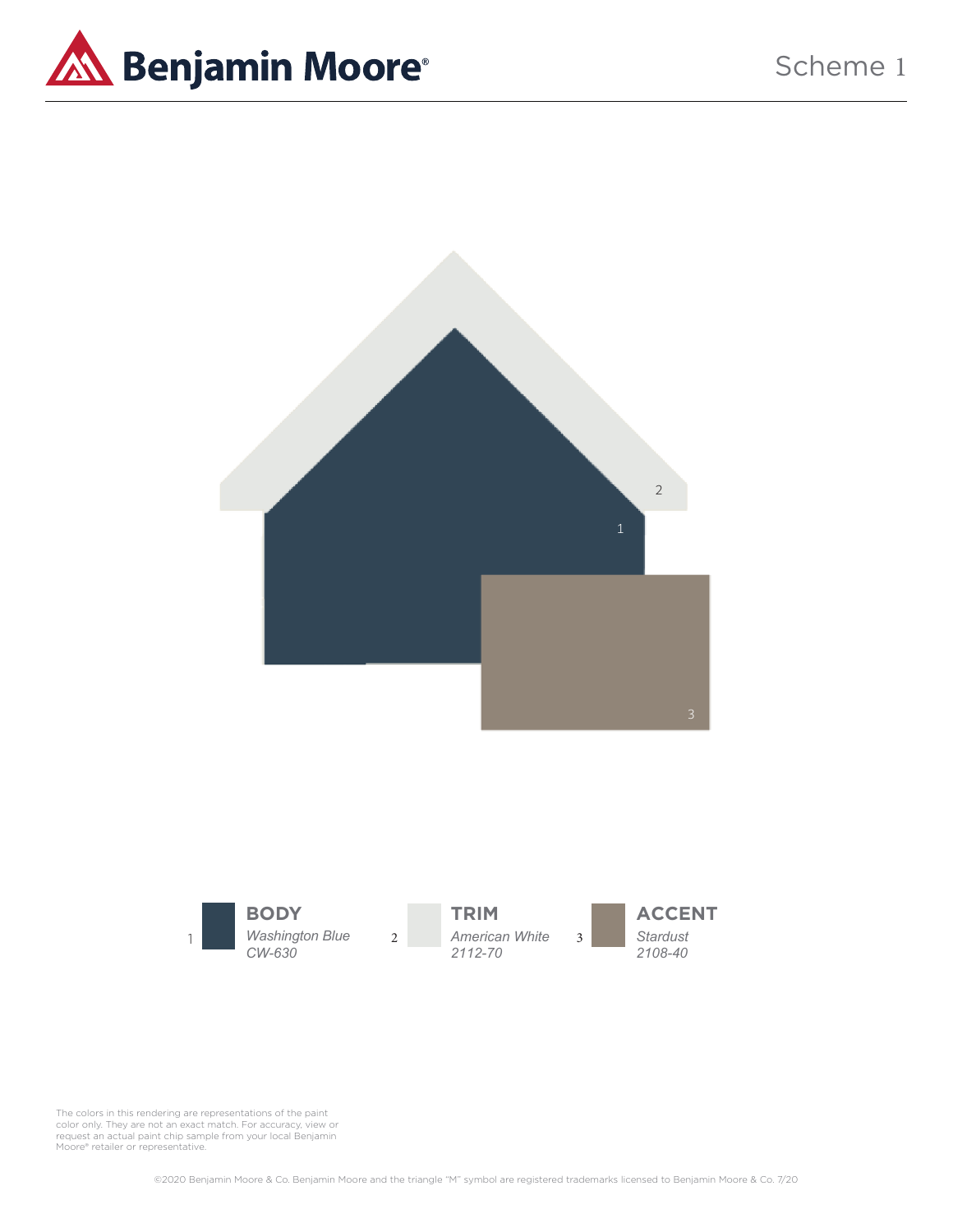# Benjamin Moore®

## Scheme 1

1 **BODY**
*Washington Blue*
*CW-630*

2 **TRIM**
*American White*
*2112-70*

3 **ACCENT**
*Stardust*
*2108-40*

The colors in this rendering are representations of the paint color only. They are not an exact match. For accuracy, view or request an actual paint chip sample from your local Benjamin Moore® retailer or representative.

©2020 Benjamin Moore & Co. Benjamin Moore and the triangle "M" symbol are registered trademarks licensed to Benjamin Moore & Co. 7/20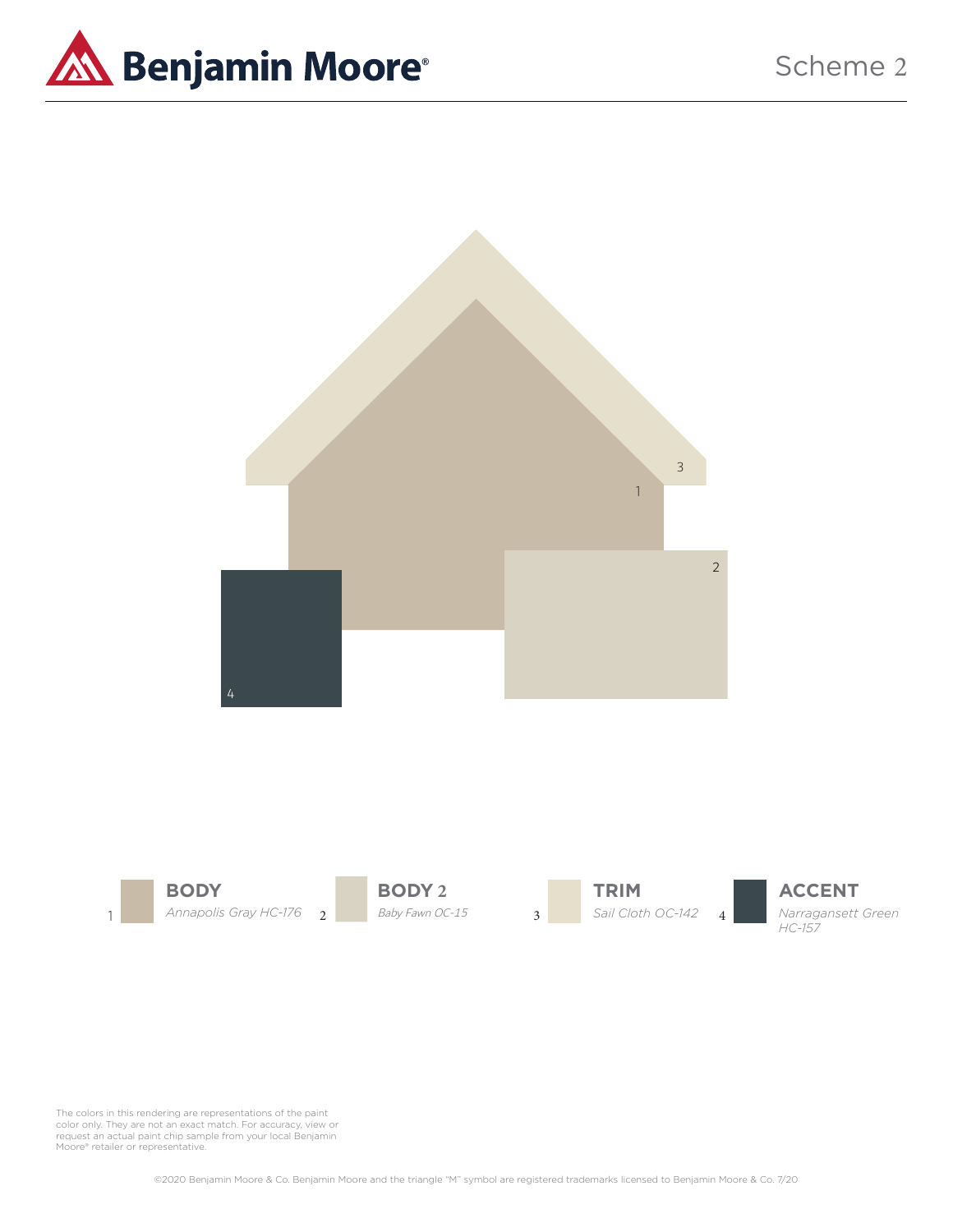Scheme 2

| | | |
|---|---|---|
| 1 | **BODY** | *Annapolis Gray HC-176* |
| 2 | **BODY 2** | *Baby Fawn OC-15* |
| 3 | **TRIM** | *Sail Cloth OC-142* |
| 4 | **ACCENT** | *Narragansett Green HC-157* |

The colors in this rendering are representations of the paint color only. They are not an exact match. For accuracy, view or request an actual paint chip sample from your local Benjamin Moore® retailer or representative.

©2020 Benjamin Moore & Co. Benjamin Moore and the triangle "M" symbol are registered trademarks licensed to Benjamin Moore & Co. 7/20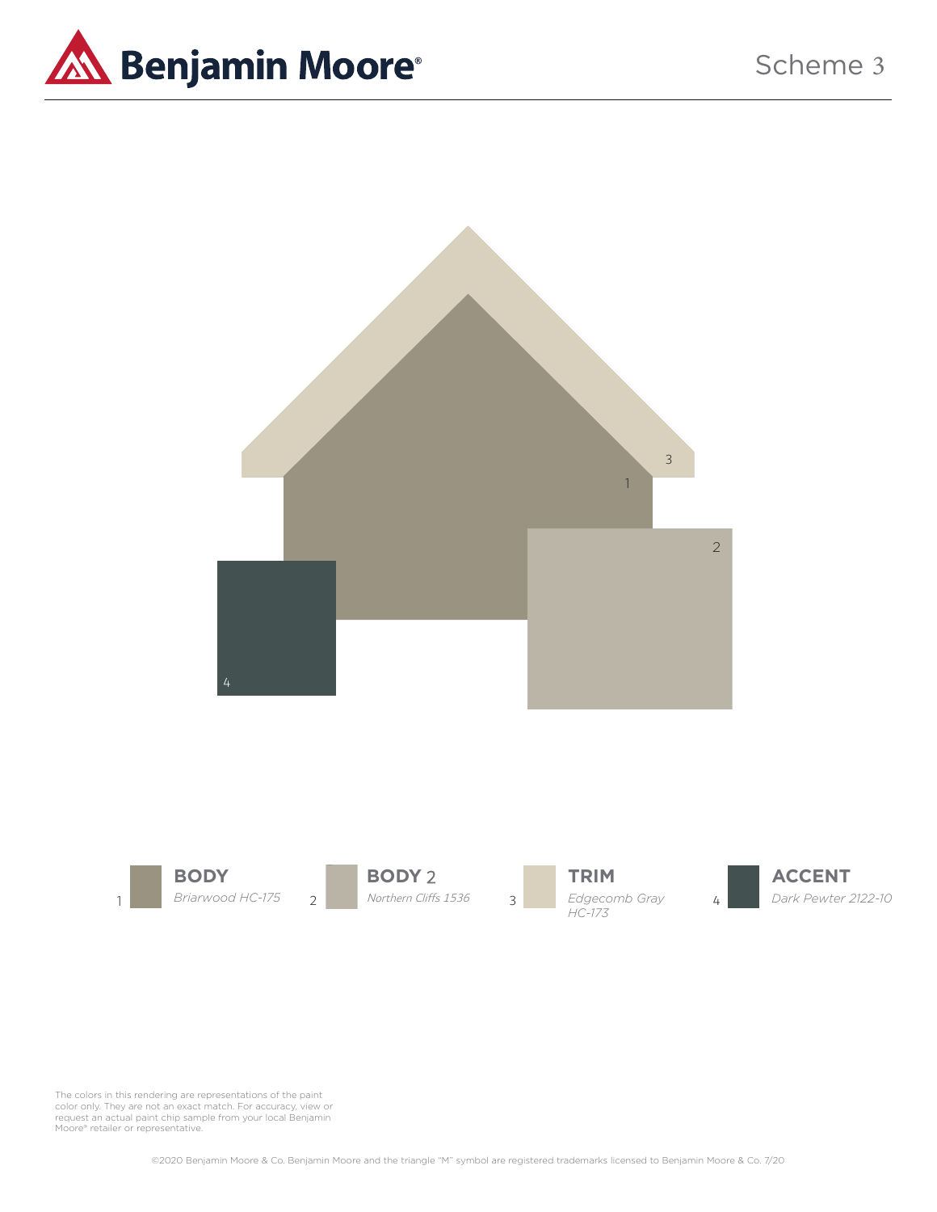# Scheme 3

1 **BODY**
*Briarwood HC-175*

2 **BODY 2**
*Northern Cliffs 1536*

3 **TRIM**
*Edgecomb Gray HC-173*

4 **ACCENT**
*Dark Pewter 2122-10*

The colors in this rendering are representations of the paint color only. They are not an exact match. For accuracy, view or request an actual paint chip sample from your local Benjamin Moore® retailer or representative.

©2020 Benjamin Moore & Co. Benjamin Moore and the triangle "M" symbol are registered trademarks licensed to Benjamin Moore & Co. 7/20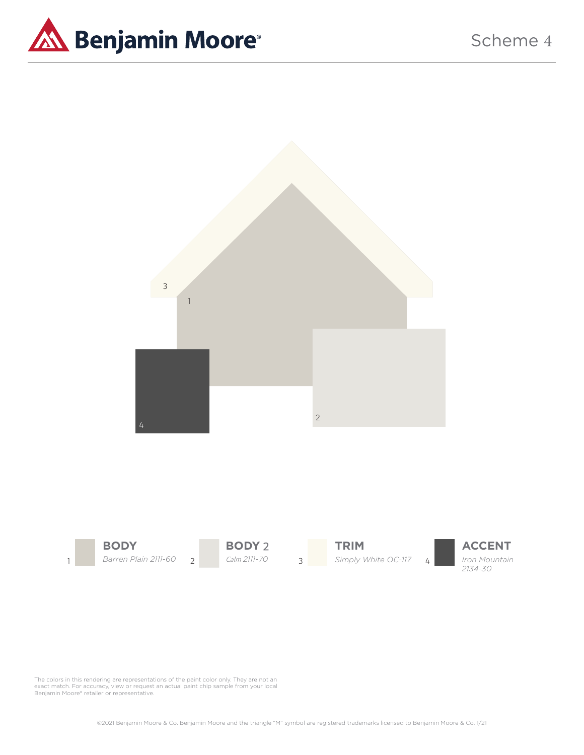# Scheme 4

3

1

4

2

1 **BODY**
*Barren Plain 2111-60*

2 **BODY 2**
*Calm 2111-70*

3 **TRIM**
*Simply White OC-117*

4 **ACCENT**
*Iron Mountain 2134-30*

The colors in this rendering are representations of the paint color only. They are not an exact match. For accuracy, view or request an actual paint chip sample from your local Benjamin Moore® retailer or representative.

©2021 Benjamin Moore & Co. Benjamin Moore and the triangle "M" symbol are registered trademarks licensed to Benjamin Moore & Co. 1/21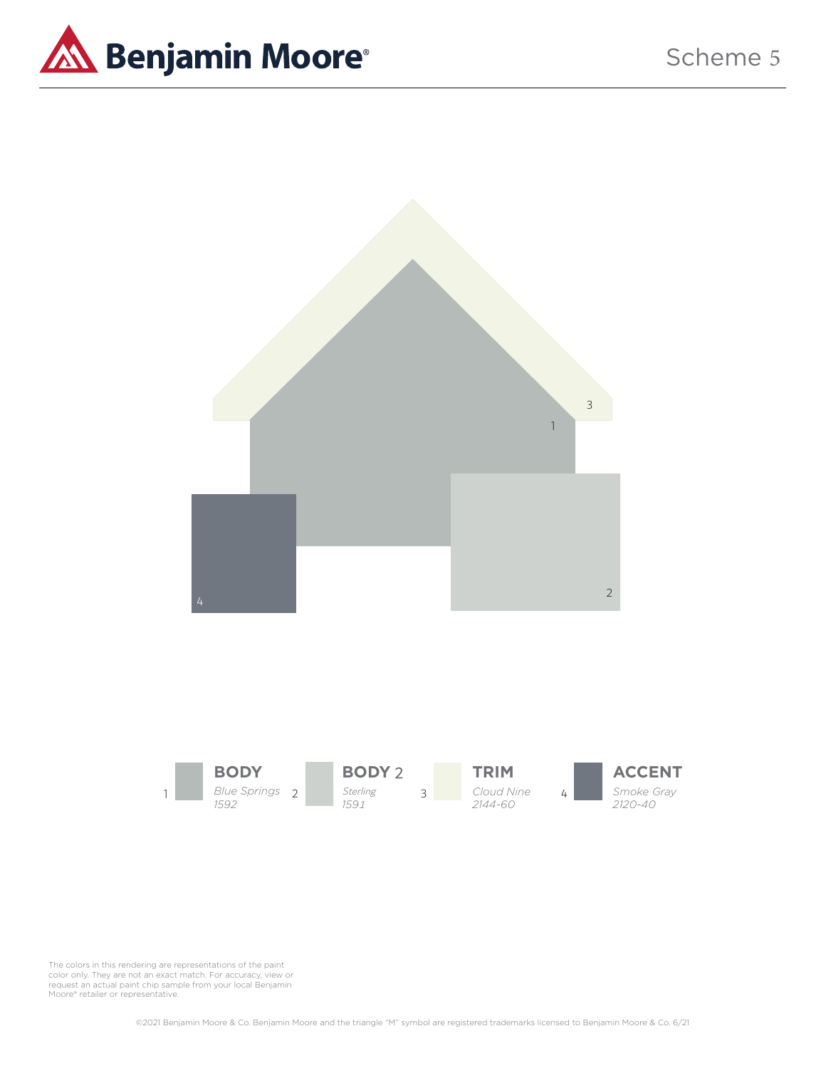# Scheme 5

| | | | |
|---|---|---|---|
| 1 **BODY** | 2 **BODY 2** | 3 **TRIM** | 4 **ACCENT** |
| *Blue Springs 1592* | *Sterling 1591* | *Cloud Nine 2144-60* | *Smoke Gray 2120-40* |

The colors in this rendering are representations of the paint color only. They are not an exact match. For accuracy, view or request an actual paint chip sample from your local Benjamin Moore® retailer or representative.

©2021 Benjamin Moore & Co. Benjamin Moore and the triangle "M" symbol are registered trademarks licensed to Benjamin Moore & Co. 6/21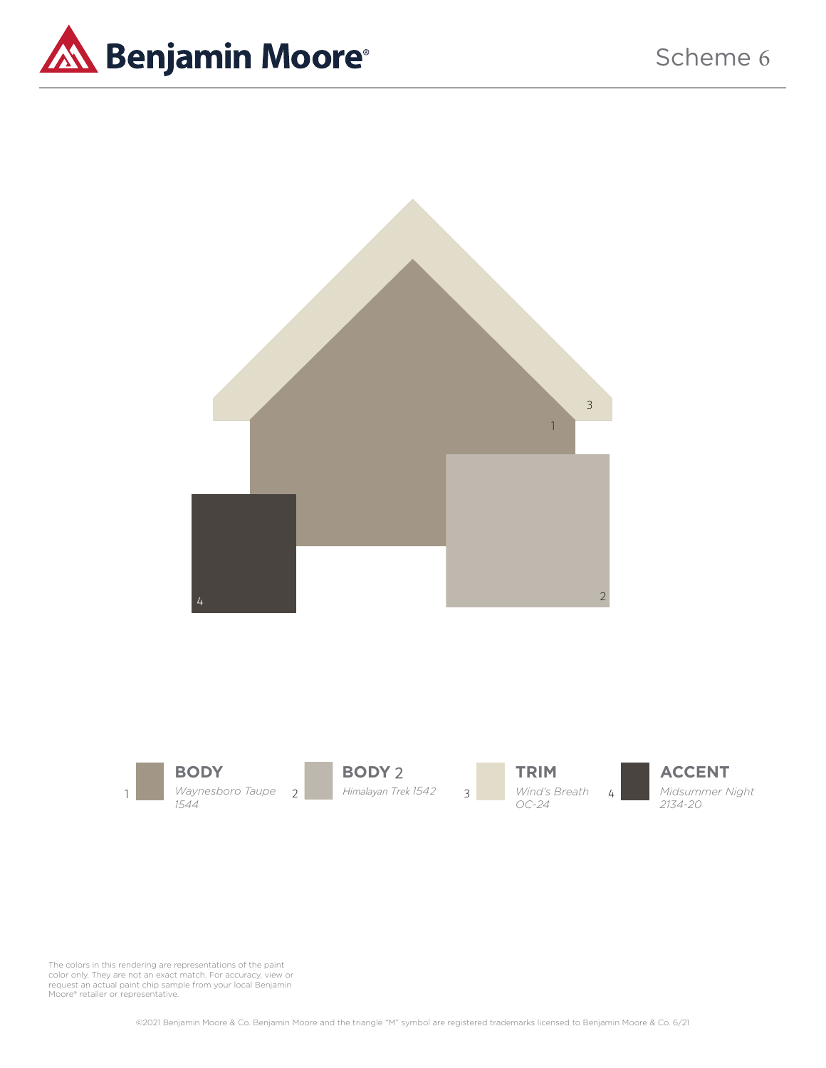# Scheme 6

1 **BODY**
*Waynesboro Taupe 1544*

2 **BODY 2**
*Himalayan Trek 1542*

3 **TRIM**
*Wind's Breath OC-24*

4 **ACCENT**
*Midsummer Night 2134-20*

The colors in this rendering are representations of the paint color only. They are not an exact match. For accuracy, view or request an actual paint chip sample from your local Benjamin Moore® retailer or representative.

©2021 Benjamin Moore & Co. Benjamin Moore and the triangle "M" symbol are registered trademarks licensed to Benjamin Moore & Co. 6/21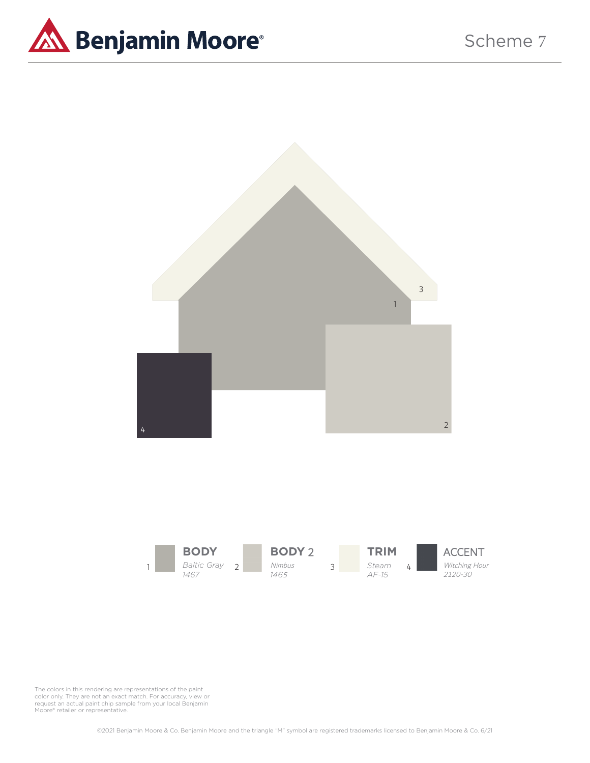# Scheme 7

3

1

4

2

| | BODY | | BODY 2 | | TRIM | | ACCENT |
|---|---|---|---|---|---|---|---|
| 1 | *Baltic Gray 1467* | 2 | *Nimbus 1465* | 3 | *Steam AF-15* | 4 | *Witching Hour 2120-30* |

The colors in this rendering are representations of the paint color only. They are not an exact match. For accuracy, view or request an actual paint chip sample from your local Benjamin Moore® retailer or representative.

©2021 Benjamin Moore & Co. Benjamin Moore and the triangle "M" symbol are registered trademarks licensed to Benjamin Moore & Co. 6/21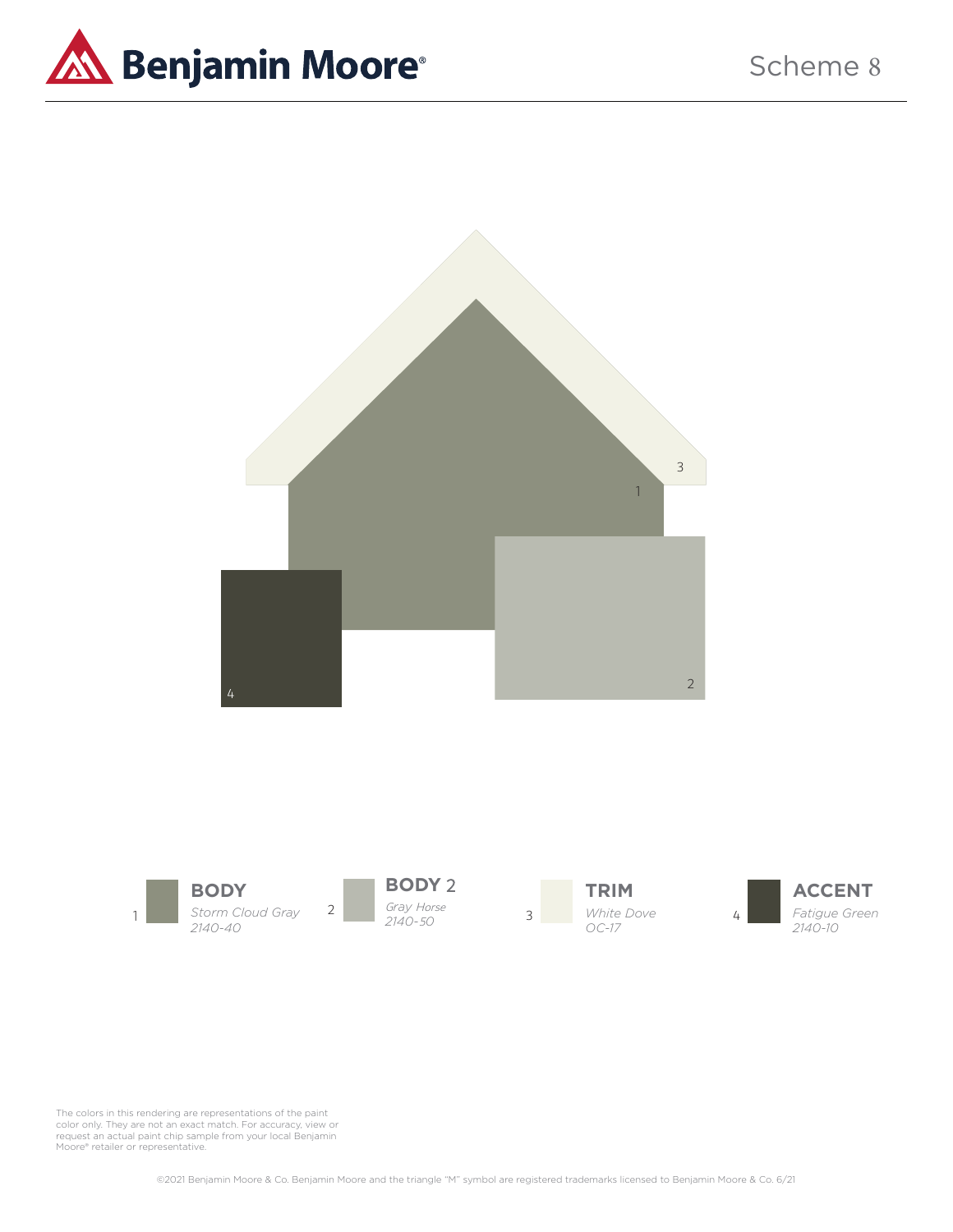# Scheme 8

1 **BODY**
*Storm Cloud Gray*
*2140-40*

2 **BODY 2**
*Gray Horse*
*2140-50*

3 **TRIM**
*White Dove*
*OC-17*

4 **ACCENT**
*Fatigue Green*
*2140-10*

The colors in this rendering are representations of the paint color only. They are not an exact match. For accuracy, view or request an actual paint chip sample from your local Benjamin Moore® retailer or representative.

©2021 Benjamin Moore & Co. Benjamin Moore and the triangle "M" symbol are registered trademarks licensed to Benjamin Moore & Co. 6/21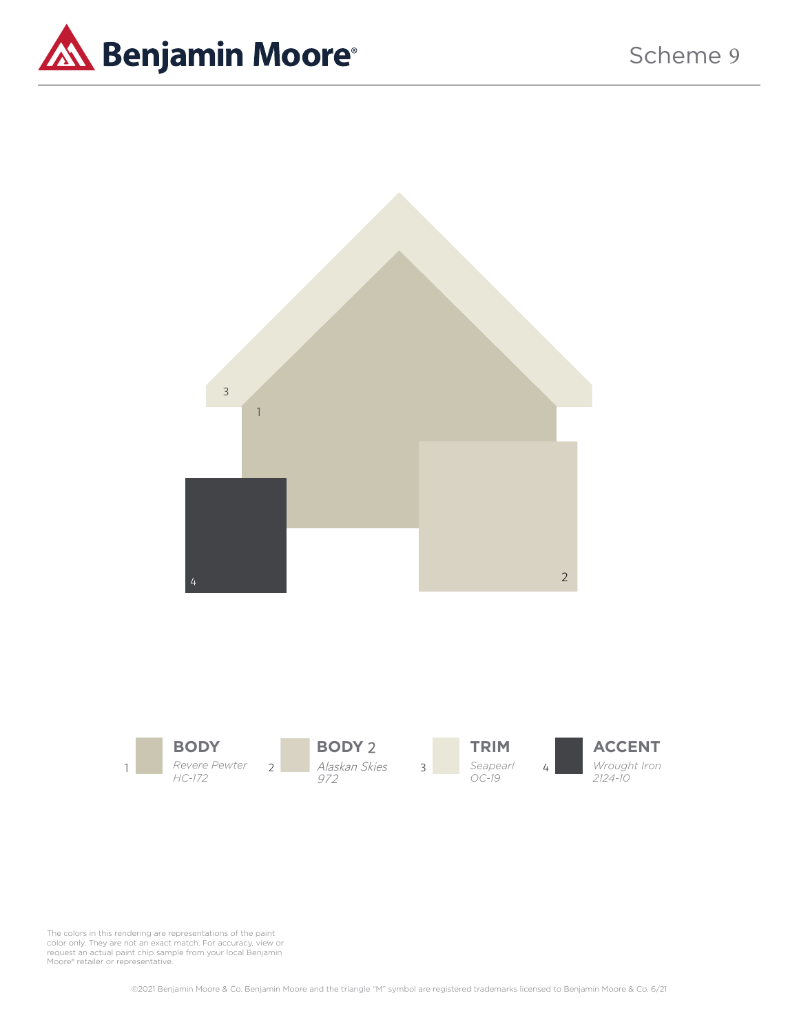# Scheme 9

1 **BODY**
*Revere Pewter*
*HC-172*

2 **BODY 2**
*Alaskan Skies*
*972*

3 **TRIM**
*Seapearl*
*OC-19*

4 **ACCENT**
*Wrought Iron*
*2124-10*

The colors in this rendering are representations of the paint color only. They are not an exact match. For accuracy, view or request an actual paint chip sample from your local Benjamin Moore® retailer or representative.

©2021 Benjamin Moore & Co. Benjamin Moore and the triangle "M" symbol are registered trademarks licensed to Benjamin Moore & Co. 6/21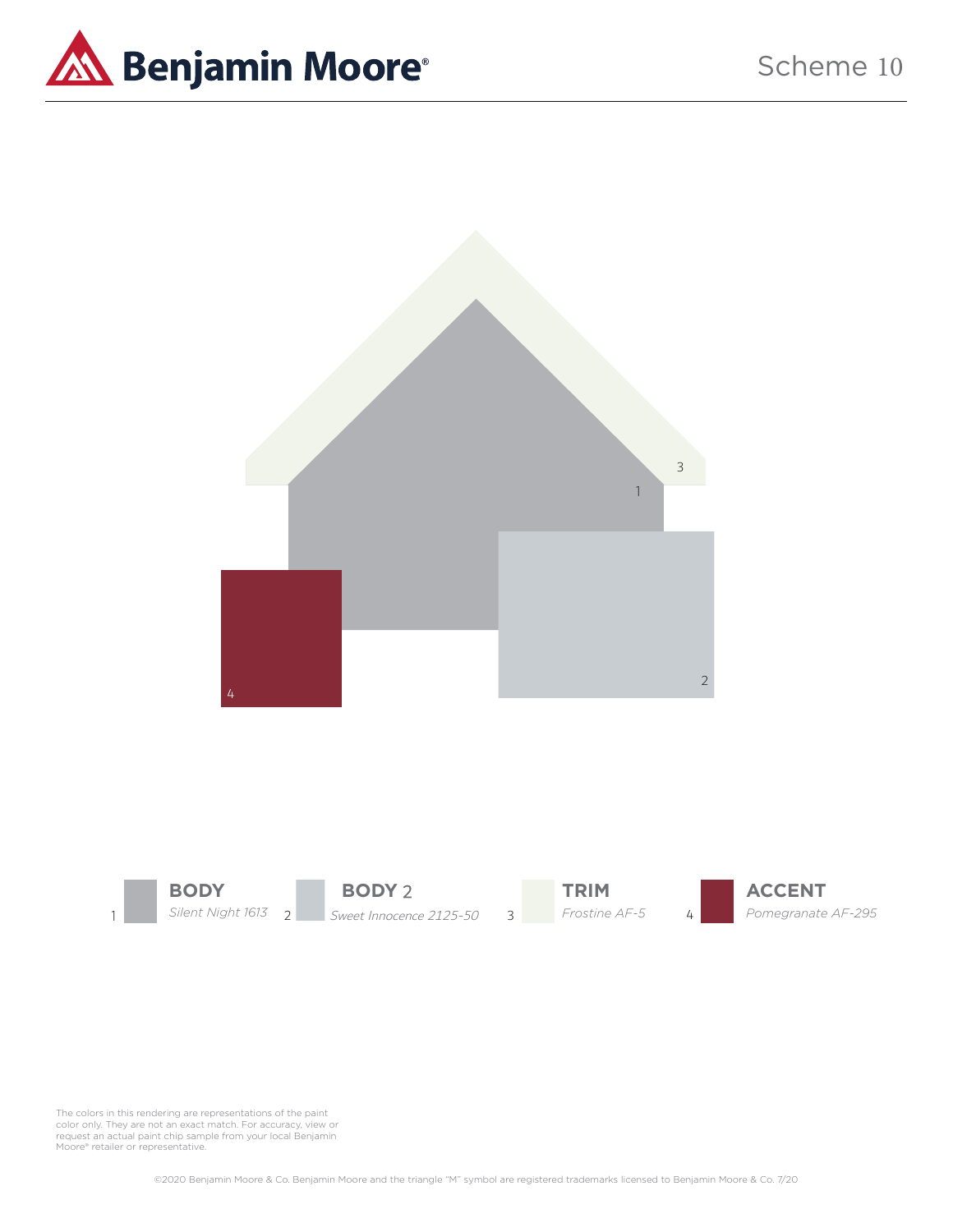# Scheme 10

3

1

4

2

1 **BODY** *Silent Night 1613*

2 **BODY 2** *Sweet Innocence 2125-50*

3 **TRIM** *Frostine AF-5*

4 **ACCENT** *Pomegranate AF-295*

The colors in this rendering are representations of the paint color only. They are not an exact match. For accuracy, view or request an actual paint chip sample from your local Benjamin Moore® retailer or representative.

©2020 Benjamin Moore & Co. Benjamin Moore and the triangle "M" symbol are registered trademarks licensed to Benjamin Moore & Co. 7/20